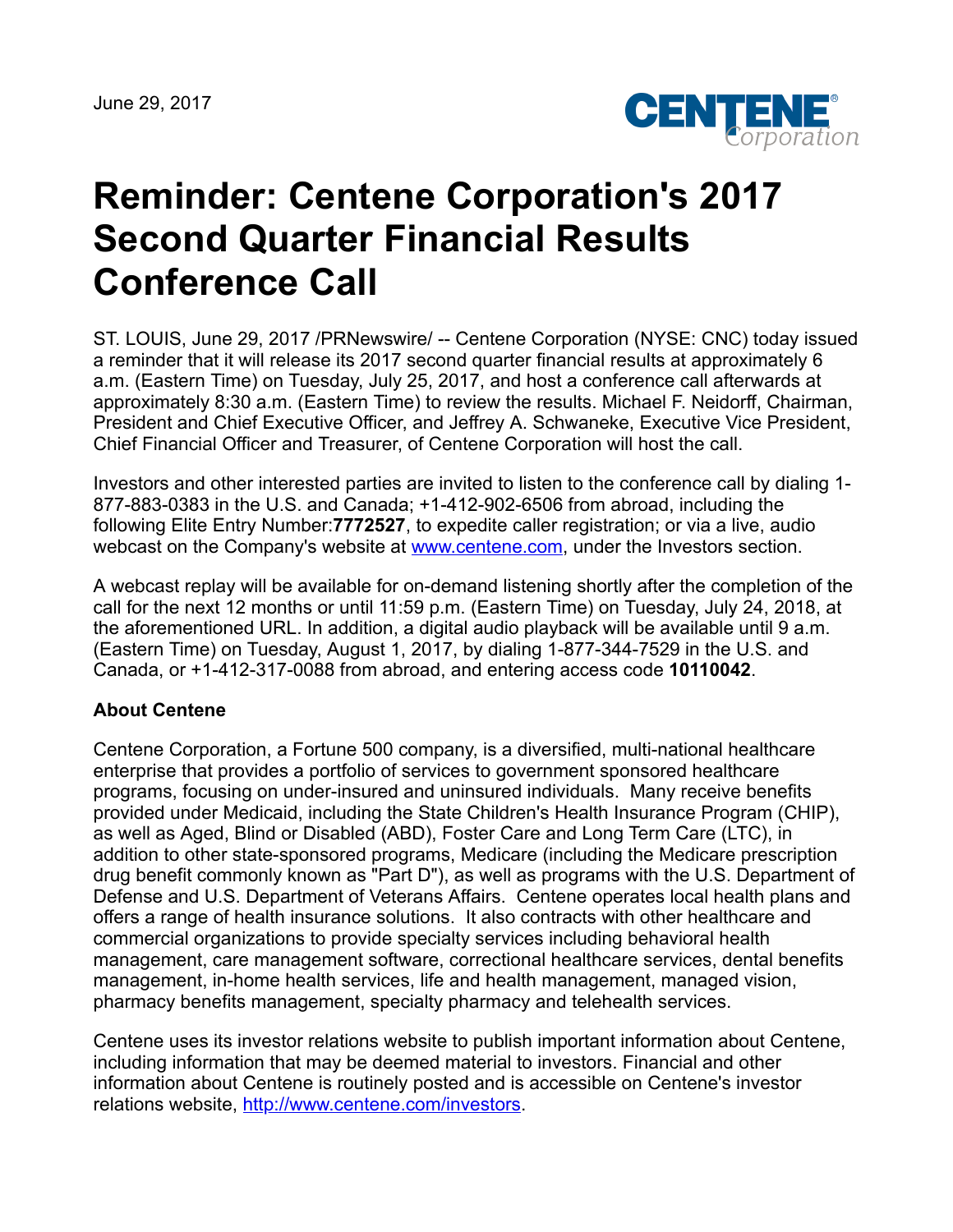June 29, 2017

# Reminder: Centene Corporation's 2017 Second Quarter Financial Results Conference Call

ST. LOUIS, June 29, 2017 /PRNewswire/ -- Centene Corporation (NYSE: CNC) today issued a reminder that it will release its 2017 second quarter financial results at approximately 6 a.m. (Eastern Time) on Tuesday, July 25, 2017, and host a conference call afterwards at approximately 8:30 a.m. (Eastern Time) to review the results. Michael F. Neidorff, Chairman, President and Chief Executive Officer, and Jeffrey A. Schwaneke, Executive Vice President, Chief Financial Officer and Treasurer, of Centene Corporation will host the call.

Investors and other interested parties are invited to listen to the conference call by dialing 1-877-883-0383 in the U.S. and Canada; +1-412-902-6506 from abroad, including the following Elite Entry Number:**7772527**, to expedite caller registration; or via a live, audio webcast on the Company's website at www.centene.com, under the Investors section.

A webcast replay will be available for on-demand listening shortly after the completion of the call for the next 12 months or until 11:59 p.m. (Eastern Time) on Tuesday, July 24, 2018, at the aforementioned URL. In addition, a digital audio playback will be available until 9 a.m. (Eastern Time) on Tuesday, August 1, 2017, by dialing 1-877-344-7529 in the U.S. and Canada, or +1-412-317-0088 from abroad, and entering access code **10110042**.

**About Centene**

Centene Corporation, a Fortune 500 company, is a diversified, multi-national healthcare enterprise that provides a portfolio of services to government sponsored healthcare programs, focusing on under-insured and uninsured individuals. Many receive benefits provided under Medicaid, including the State Children's Health Insurance Program (CHIP), as well as Aged, Blind or Disabled (ABD), Foster Care and Long Term Care (LTC), in addition to other state-sponsored programs, Medicare (including the Medicare prescription drug benefit commonly known as "Part D"), as well as programs with the U.S. Department of Defense and U.S. Department of Veterans Affairs. Centene operates local health plans and offers a range of health insurance solutions. It also contracts with other healthcare and commercial organizations to provide specialty services including behavioral health management, care management software, correctional healthcare services, dental benefits management, in-home health services, life and health management, managed vision, pharmacy benefits management, specialty pharmacy and telehealth services.

Centene uses its investor relations website to publish important information about Centene, including information that may be deemed material to investors. Financial and other information about Centene is routinely posted and is accessible on Centene's investor relations website, http://www.centene.com/investors.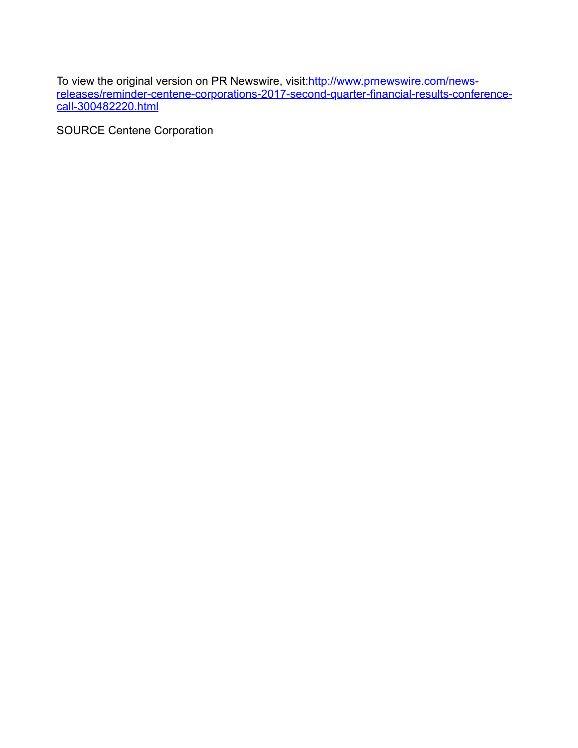To view the original version on PR Newswire, visit:[http://www.prnewswire.com/news-releases/reminder-centene-corporations-2017-second-quarter-financial-results-conference-call-300482220.html](http://www.prnewswire.com/news-releases/reminder-centene-corporations-2017-second-quarter-financial-results-conference-call-300482220.html)

SOURCE Centene Corporation